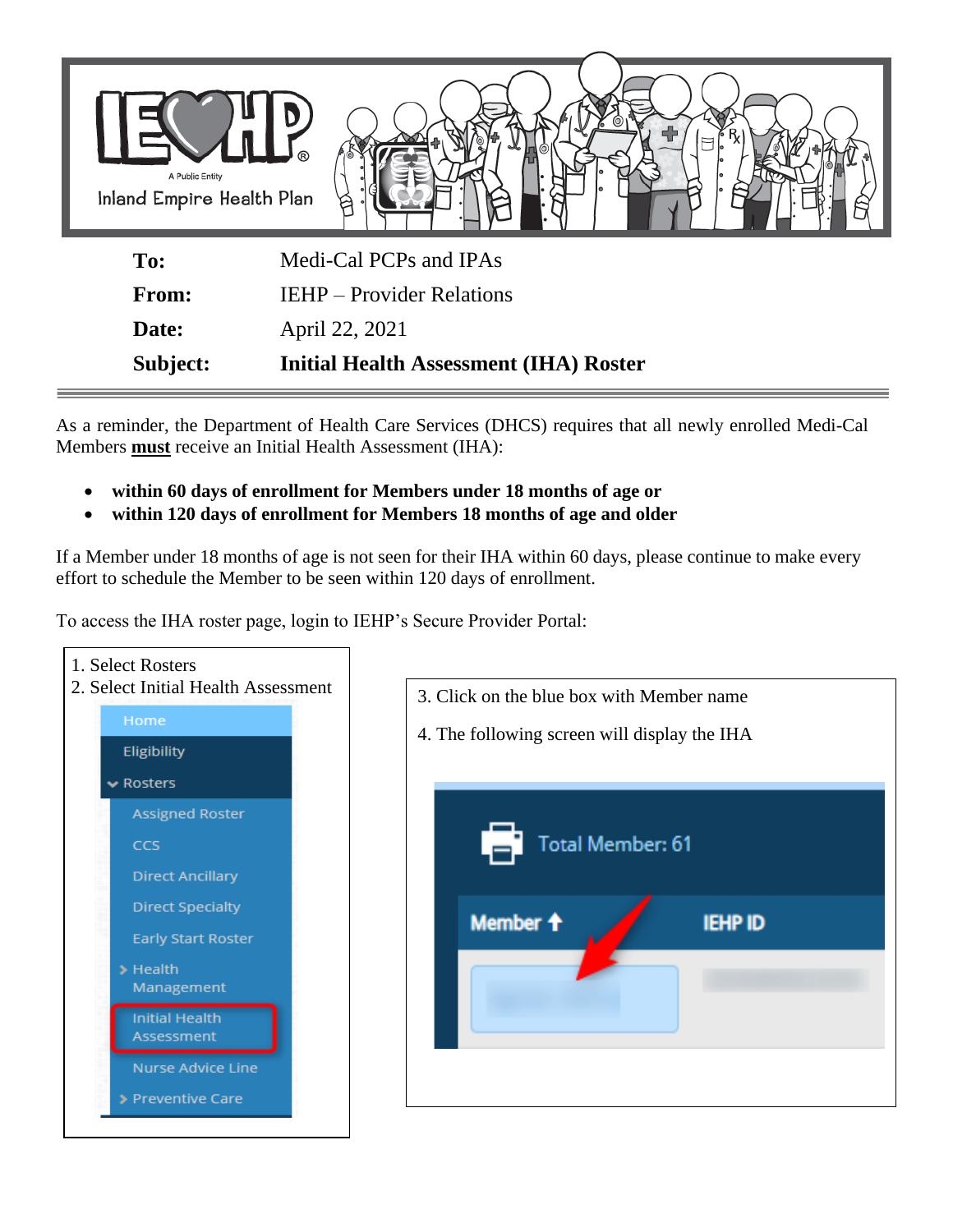| | |
|---|---|
| **To:** | Medi-Cal PCPs and IPAs |
| **From:** | IEHP – Provider Relations |
| **Date:** | April 22, 2021 |
| **Subject:** | **Initial Health Assessment (IHA) Roster** |

As a reminder, the Department of Health Care Services (DHCS) requires that all newly enrolled Medi-Cal Members **must** receive an Initial Health Assessment (IHA):

- **within 60 days of enrollment for Members under 18 months of age or**
- **within 120 days of enrollment for Members 18 months of age and older**

If a Member under 18 months of age is not seen for their IHA within 60 days, please continue to make every effort to schedule the Member to be seen within 120 days of enrollment.

To access the IHA roster page, login to IEHP's Secure Provider Portal:

1. Select Rosters
2. Select Initial Health Assessment
3. Click on the blue box with Member name
4. The following screen will display the IHA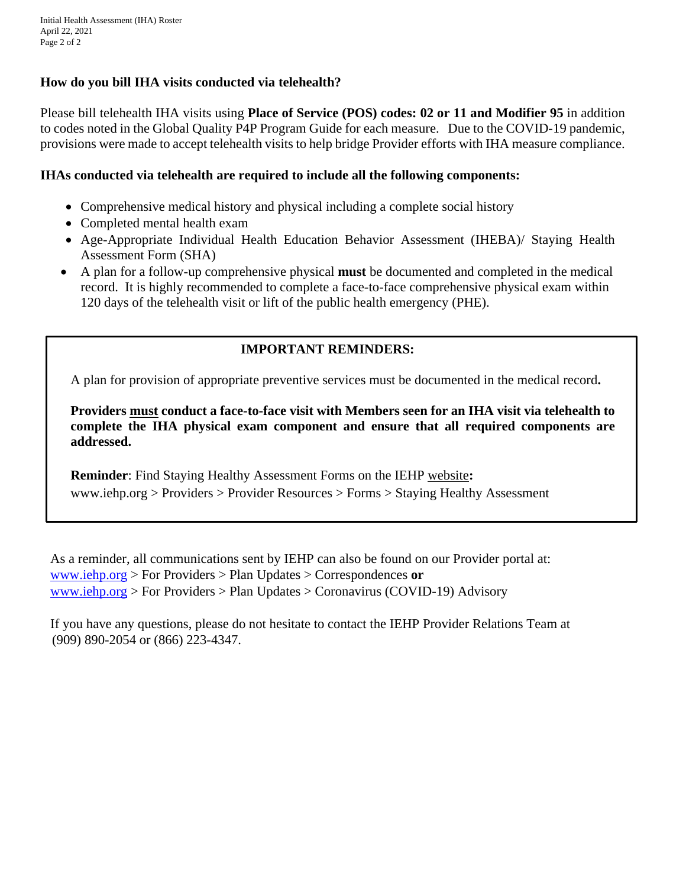**How do you bill IHA visits conducted via telehealth?**

Please bill telehealth IHA visits using **Place of Service (POS) codes: 02 or 11 and Modifier 95** in addition to codes noted in the Global Quality P4P Program Guide for each measure. Due to the COVID-19 pandemic, provisions were made to accept telehealth visits to help bridge Provider efforts with IHA measure compliance.

**IHAs conducted via telehealth are required to include all the following components:**

- Comprehensive medical history and physical including a complete social history
- Completed mental health exam
- Age-Appropriate Individual Health Education Behavior Assessment (IHEBA)/ Staying Health Assessment Form (SHA)
- A plan for a follow-up comprehensive physical **must** be documented and completed in the medical record. It is highly recommended to complete a face-to-face comprehensive physical exam within 120 days of the telehealth visit or lift of the public health emergency (PHE).

**IMPORTANT REMINDERS:**

A plan for provision of appropriate preventive services must be documented in the medical record**.**

**Providers must conduct a face-to-face visit with Members seen for an IHA visit via telehealth to complete the IHA physical exam component and ensure that all required components are addressed.**

**Reminder**: Find Staying Healthy Assessment Forms on the IEHP website**:**
www.iehp.org > Providers > Provider Resources > Forms > Staying Healthy Assessment

As a reminder, all communications sent by IEHP can also be found on our Provider portal at:
www.iehp.org > For Providers > Plan Updates > Correspondences **or**
www.iehp.org > For Providers > Plan Updates > Coronavirus (COVID-19) Advisory

If you have any questions, please do not hesitate to contact the IEHP Provider Relations Team at (909) 890-2054 or (866) 223-4347.